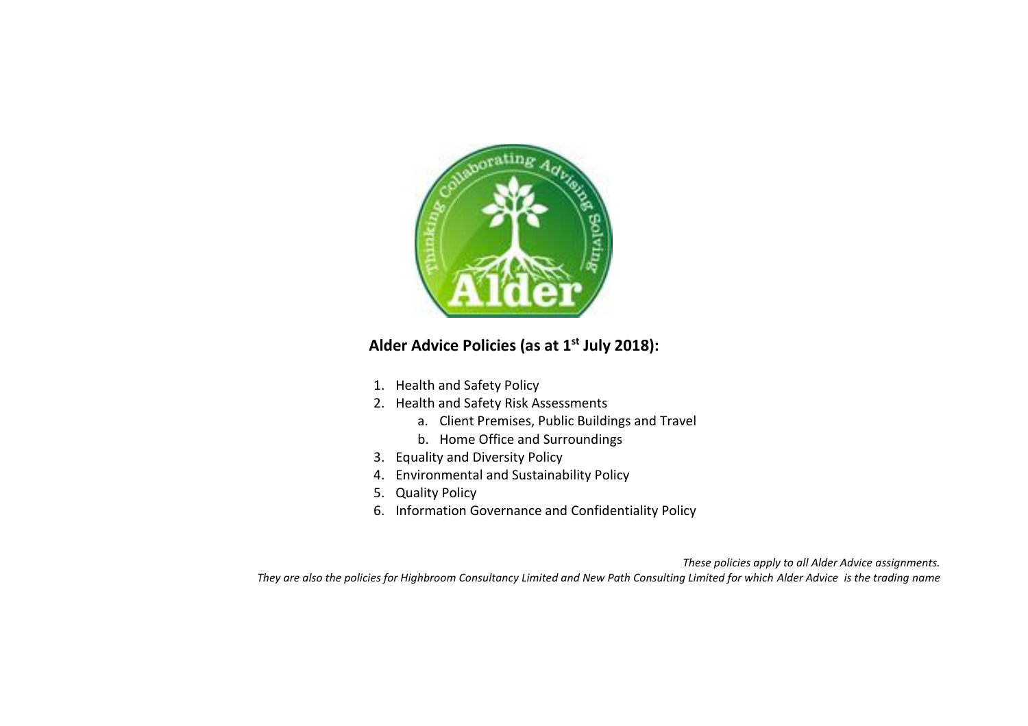## Alder Advice Policies (as at 1st July 2018):

1. Health and Safety Policy
2. Health and Safety Risk Assessments
   a. Client Premises, Public Buildings and Travel
   b. Home Office and Surroundings
3. Equality and Diversity Policy
4. Environmental and Sustainability Policy
5. Quality Policy
6. Information Governance and Confidentiality Policy

*These policies apply to all Alder Advice assignments.*
*They are also the policies for Highbroom Consultancy Limited and New Path Consulting Limited for which Alder Advice is the trading name*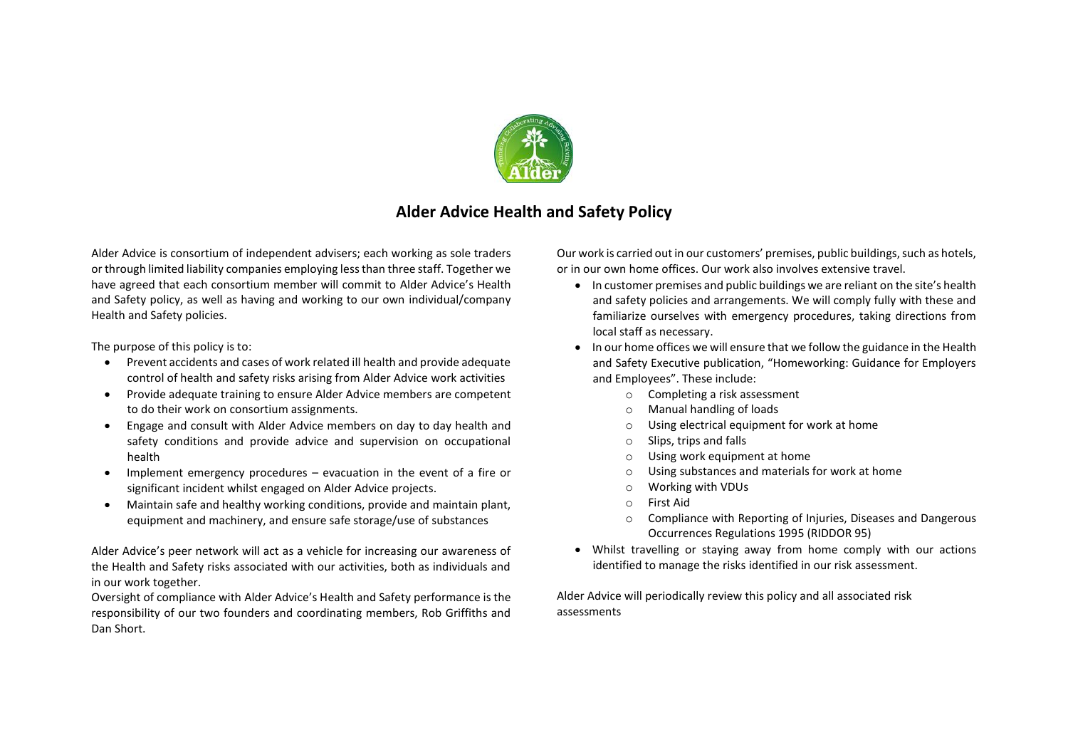# Alder Advice Health and Safety Policy

Alder Advice is consortium of independent advisers; each working as sole traders or through limited liability companies employing less than three staff. Together we have agreed that each consortium member will commit to Alder Advice's Health and Safety policy, as well as having and working to our own individual/company Health and Safety policies.

The purpose of this policy is to:

- Prevent accidents and cases of work related ill health and provide adequate control of health and safety risks arising from Alder Advice work activities
- Provide adequate training to ensure Alder Advice members are competent to do their work on consortium assignments.
- Engage and consult with Alder Advice members on day to day health and safety conditions and provide advice and supervision on occupational health
- Implement emergency procedures – evacuation in the event of a fire or significant incident whilst engaged on Alder Advice projects.
- Maintain safe and healthy working conditions, provide and maintain plant, equipment and machinery, and ensure safe storage/use of substances

Alder Advice's peer network will act as a vehicle for increasing our awareness of the Health and Safety risks associated with our activities, both as individuals and in our work together.

Oversight of compliance with Alder Advice's Health and Safety performance is the responsibility of our two founders and coordinating members, Rob Griffiths and Dan Short.

Our work is carried out in our customers' premises, public buildings, such as hotels, or in our own home offices. Our work also involves extensive travel.

- In customer premises and public buildings we are reliant on the site's health and safety policies and arrangements. We will comply fully with these and familiarize ourselves with emergency procedures, taking directions from local staff as necessary.
- In our home offices we will ensure that we follow the guidance in the Health and Safety Executive publication, "Homeworking: Guidance for Employers and Employees". These include:
  - Completing a risk assessment
  - Manual handling of loads
  - Using electrical equipment for work at home
  - Slips, trips and falls
  - Using work equipment at home
  - Using substances and materials for work at home
  - Working with VDUs
  - First Aid
  - Compliance with Reporting of Injuries, Diseases and Dangerous Occurrences Regulations 1995 (RIDDOR 95)
- Whilst travelling or staying away from home comply with our actions identified to manage the risks identified in our risk assessment.

Alder Advice will periodically review this policy and all associated risk assessments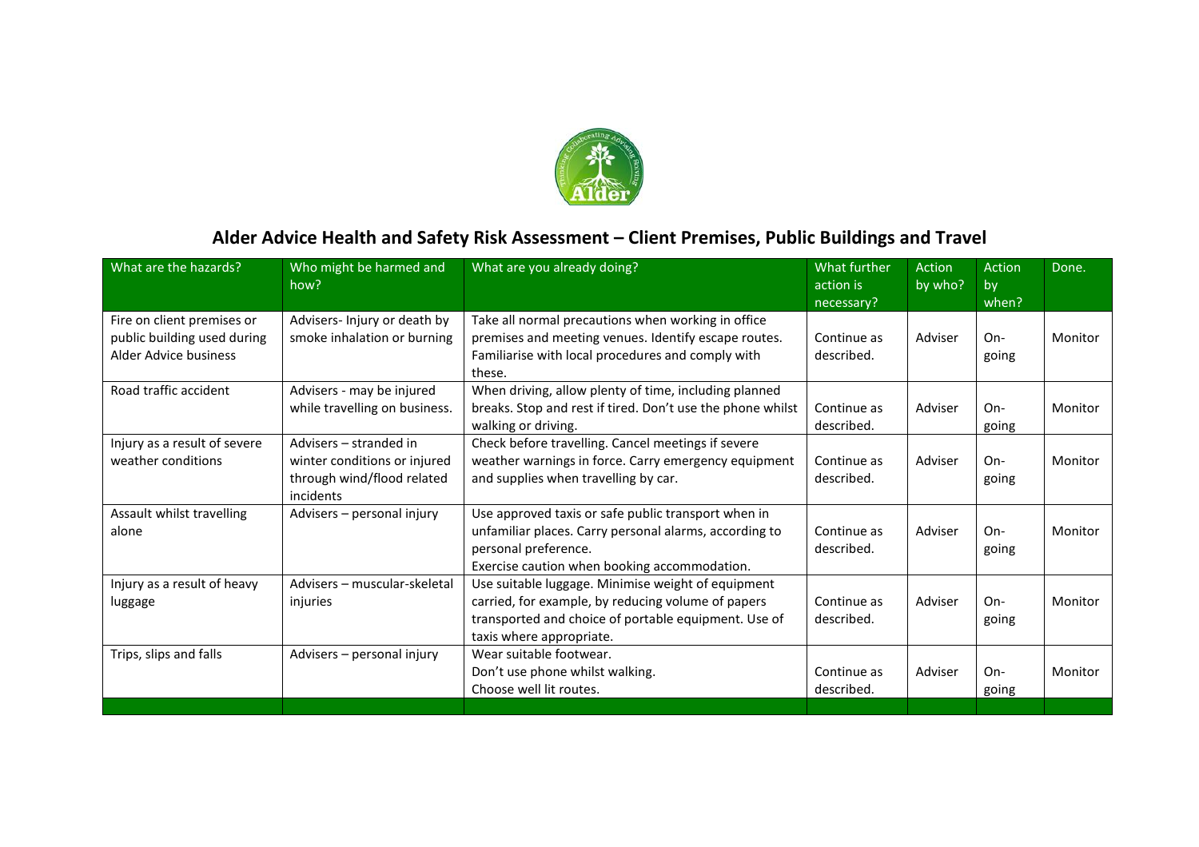# Alder Advice Health and Safety Risk Assessment – Client Premises, Public Buildings and Travel

| What are the hazards? | Who might be harmed and how? | What are you already doing? | What further action is necessary? | Action by who? | Action by when? | Done. |
|---|---|---|---|---|---|---|
| Fire on client premises or public building used during Alder Advice business | Advisers- Injury or death by smoke inhalation or burning | Take all normal precautions when working in office premises and meeting venues. Identify escape routes. Familiarise with local procedures and comply with these. | Continue as described. | Adviser | On-going | Monitor |
| Road traffic accident | Advisers - may be injured while travelling on business. | When driving, allow plenty of time, including planned breaks. Stop and rest if tired. Don't use the phone whilst walking or driving. | Continue as described. | Adviser | On-going | Monitor |
| Injury as a result of severe weather conditions | Advisers – stranded in winter conditions or injured through wind/flood related incidents | Check before travelling. Cancel meetings if severe weather warnings in force. Carry emergency equipment and supplies when travelling by car. | Continue as described. | Adviser | On-going | Monitor |
| Assault whilst travelling alone | Advisers – personal injury | Use approved taxis or safe public transport when in unfamiliar places. Carry personal alarms, according to personal preference. Exercise caution when booking accommodation. | Continue as described. | Adviser | On-going | Monitor |
| Injury as a result of heavy luggage | Advisers – muscular-skeletal injuries | Use suitable luggage. Minimise weight of equipment carried, for example, by reducing volume of papers transported and choice of portable equipment. Use of taxis where appropriate. | Continue as described. | Adviser | On-going | Monitor |
| Trips, slips and falls | Advisers – personal injury | Wear suitable footwear. Don't use phone whilst walking. Choose well lit routes. | Continue as described. | Adviser | On-going | Monitor |
| | | | | | | |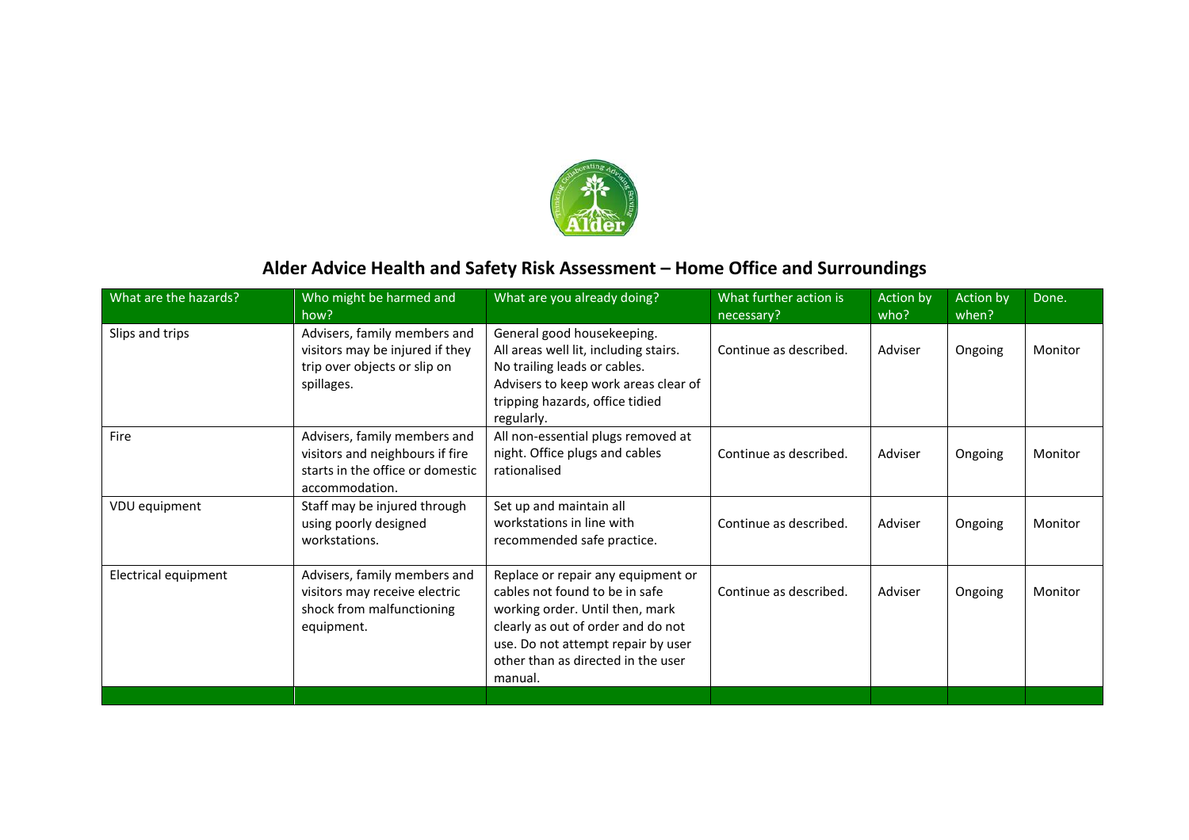## Alder Advice Health and Safety Risk Assessment – Home Office and Surroundings

| What are the hazards? | Who might be harmed and how? | What are you already doing? | What further action is necessary? | Action by who? | Action by when? | Done. |
|---|---|---|---|---|---|---|
| Slips and trips | Advisers, family members and visitors may be injured if they trip over objects or slip on spillages. | General good housekeeping. All areas well lit, including stairs. No trailing leads or cables. Advisers to keep work areas clear of tripping hazards, office tidied regularly. | Continue as described. | Adviser | Ongoing | Monitor |
| Fire | Advisers, family members and visitors and neighbours if fire starts in the office or domestic accommodation. | All non-essential plugs removed at night. Office plugs and cables rationalised | Continue as described. | Adviser | Ongoing | Monitor |
| VDU equipment | Staff may be injured through using poorly designed workstations. | Set up and maintain all workstations in line with recommended safe practice. | Continue as described. | Adviser | Ongoing | Monitor |
| Electrical equipment | Advisers, family members and visitors may receive electric shock from malfunctioning equipment. | Replace or repair any equipment or cables not found to be in safe working order. Until then, mark clearly as out of order and do not use. Do not attempt repair by user other than as directed in the user manual. | Continue as described. | Adviser | Ongoing | Monitor |
| | | | | | | |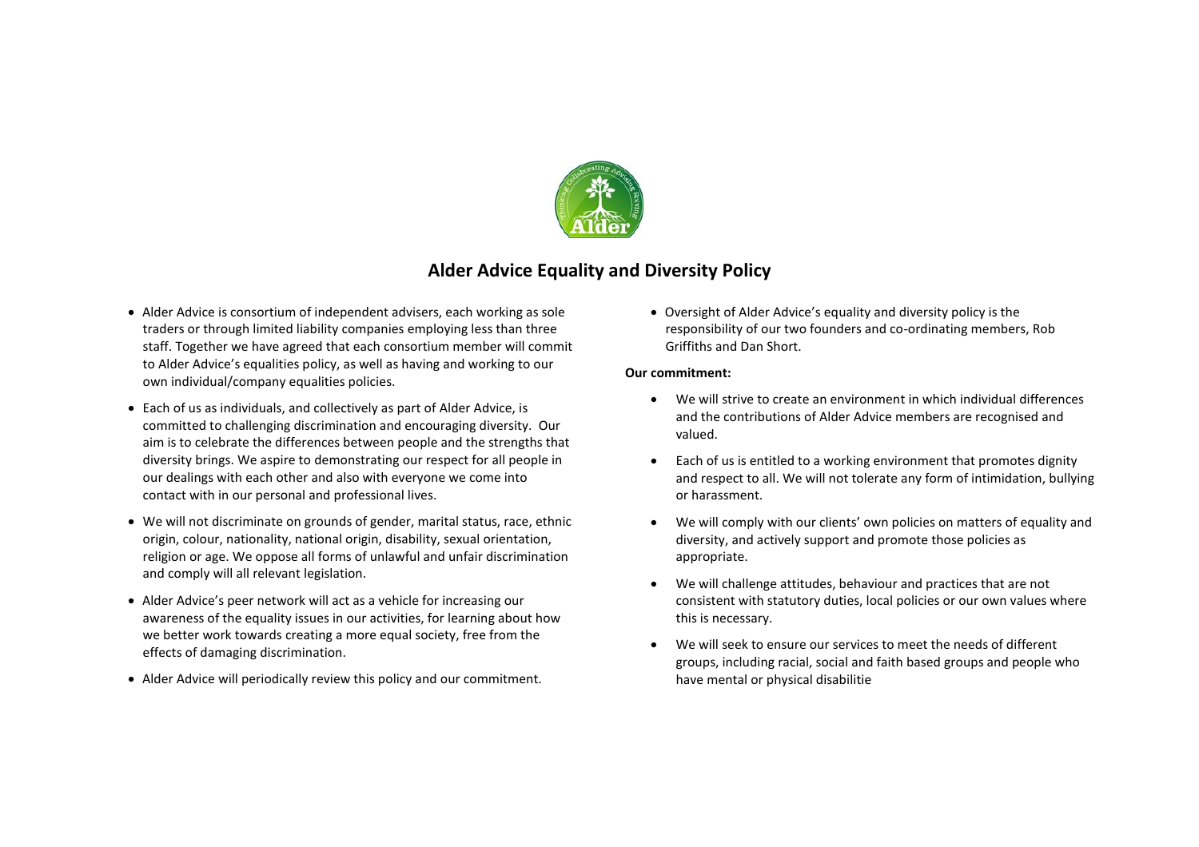# Alder Advice Equality and Diversity Policy

- Alder Advice is consortium of independent advisers, each working as sole traders or through limited liability companies employing less than three staff. Together we have agreed that each consortium member will commit to Alder Advice's equalities policy, as well as having and working to our own individual/company equalities policies.
- Each of us as individuals, and collectively as part of Alder Advice, is committed to challenging discrimination and encouraging diversity. Our aim is to celebrate the differences between people and the strengths that diversity brings. We aspire to demonstrating our respect for all people in our dealings with each other and also with everyone we come into contact with in our personal and professional lives.
- We will not discriminate on grounds of gender, marital status, race, ethnic origin, colour, nationality, national origin, disability, sexual orientation, religion or age. We oppose all forms of unlawful and unfair discrimination and comply will all relevant legislation.
- Alder Advice's peer network will act as a vehicle for increasing our awareness of the equality issues in our activities, for learning about how we better work towards creating a more equal society, free from the effects of damaging discrimination.
- Alder Advice will periodically review this policy and our commitment.
- Oversight of Alder Advice's equality and diversity policy is the responsibility of our two founders and co-ordinating members, Rob Griffiths and Dan Short.

**Our commitment:**

- We will strive to create an environment in which individual differences and the contributions of Alder Advice members are recognised and valued.
- Each of us is entitled to a working environment that promotes dignity and respect to all. We will not tolerate any form of intimidation, bullying or harassment.
- We will comply with our clients' own policies on matters of equality and diversity, and actively support and promote those policies as appropriate.
- We will challenge attitudes, behaviour and practices that are not consistent with statutory duties, local policies or our own values where this is necessary.
- We will seek to ensure our services to meet the needs of different groups, including racial, social and faith based groups and people who have mental or physical disabilitie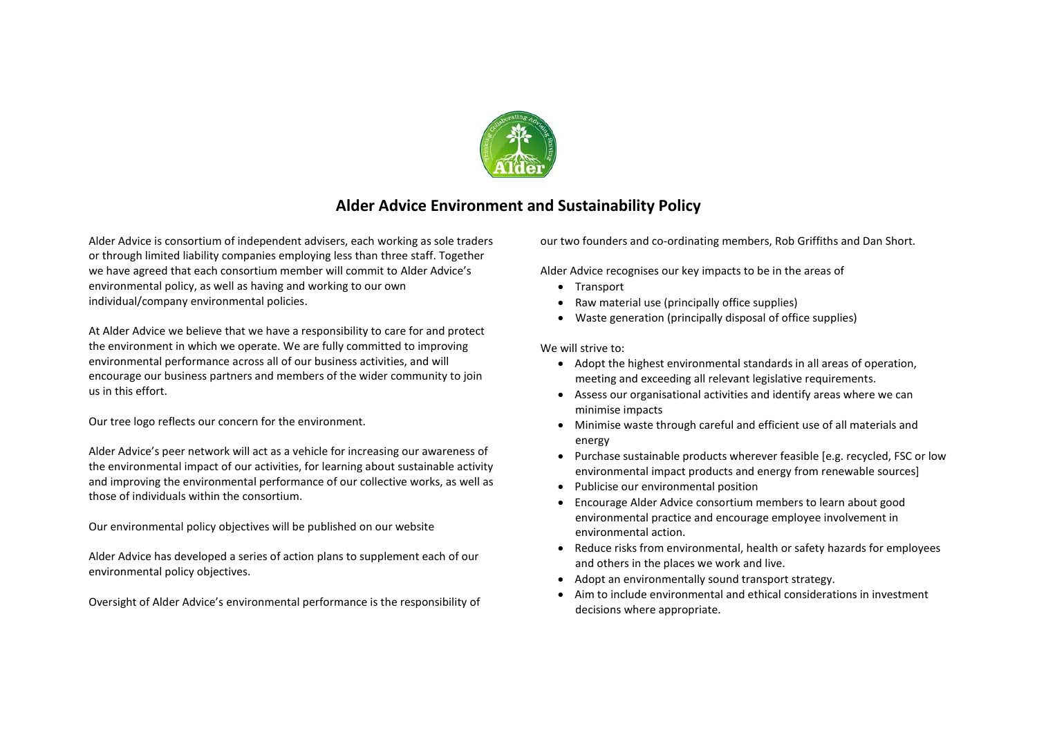# Alder Advice Environment and Sustainability Policy

Alder Advice is consortium of independent advisers, each working as sole traders or through limited liability companies employing less than three staff. Together we have agreed that each consortium member will commit to Alder Advice's environmental policy, as well as having and working to our own individual/company environmental policies.

At Alder Advice we believe that we have a responsibility to care for and protect the environment in which we operate. We are fully committed to improving environmental performance across all of our business activities, and will encourage our business partners and members of the wider community to join us in this effort.

Our tree logo reflects our concern for the environment.

Alder Advice's peer network will act as a vehicle for increasing our awareness of the environmental impact of our activities, for learning about sustainable activity and improving the environmental performance of our collective works, as well as those of individuals within the consortium.

Our environmental policy objectives will be published on our website

Alder Advice has developed a series of action plans to supplement each of our environmental policy objectives.

Oversight of Alder Advice's environmental performance is the responsibility of our two founders and co-ordinating members, Rob Griffiths and Dan Short.

Alder Advice recognises our key impacts to be in the areas of

- Transport
- Raw material use (principally office supplies)
- Waste generation (principally disposal of office supplies)

We will strive to:

- Adopt the highest environmental standards in all areas of operation, meeting and exceeding all relevant legislative requirements.
- Assess our organisational activities and identify areas where we can minimise impacts
- Minimise waste through careful and efficient use of all materials and energy
- Purchase sustainable products wherever feasible [e.g. recycled, FSC or low environmental impact products and energy from renewable sources]
- Publicise our environmental position
- Encourage Alder Advice consortium members to learn about good environmental practice and encourage employee involvement in environmental action.
- Reduce risks from environmental, health or safety hazards for employees and others in the places we work and live.
- Adopt an environmentally sound transport strategy.
- Aim to include environmental and ethical considerations in investment decisions where appropriate.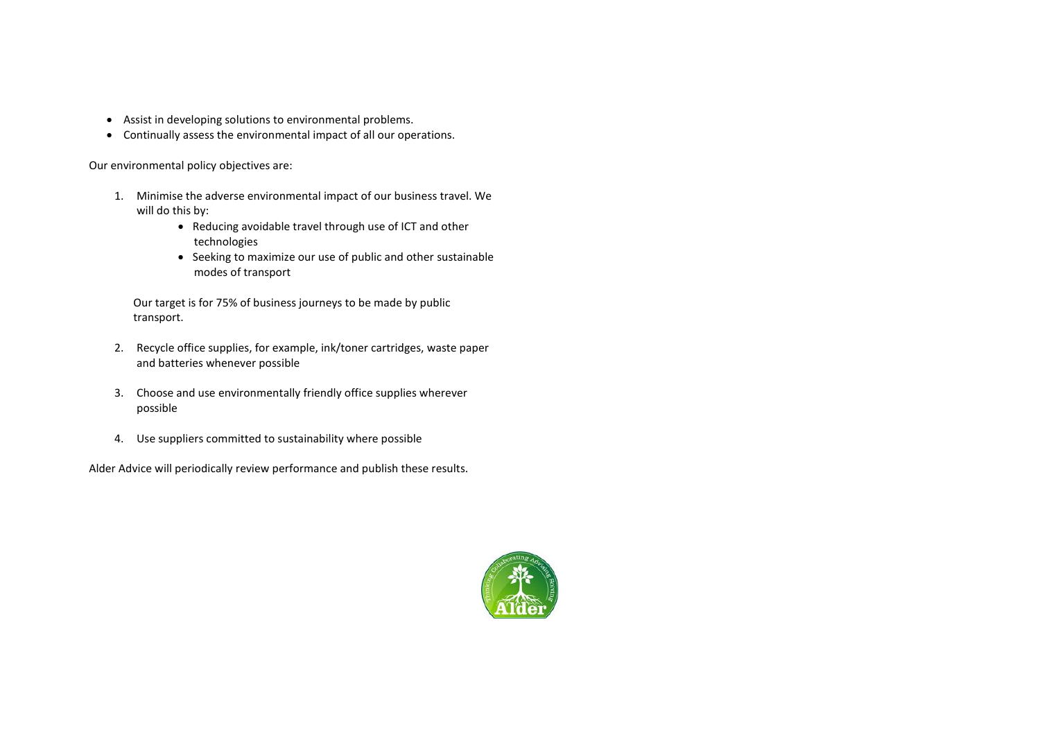- Assist in developing solutions to environmental problems.
- Continually assess the environmental impact of all our operations.

Our environmental policy objectives are:

1. Minimise the adverse environmental impact of our business travel. We will do this by:
    - Reducing avoidable travel through use of ICT and other technologies
    - Seeking to maximize our use of public and other sustainable modes of transport

   Our target is for 75% of business journeys to be made by public transport.

2. Recycle office supplies, for example, ink/toner cartridges, waste paper and batteries whenever possible

3. Choose and use environmentally friendly office supplies wherever possible

4. Use suppliers committed to sustainability where possible

Alder Advice will periodically review performance and publish these results.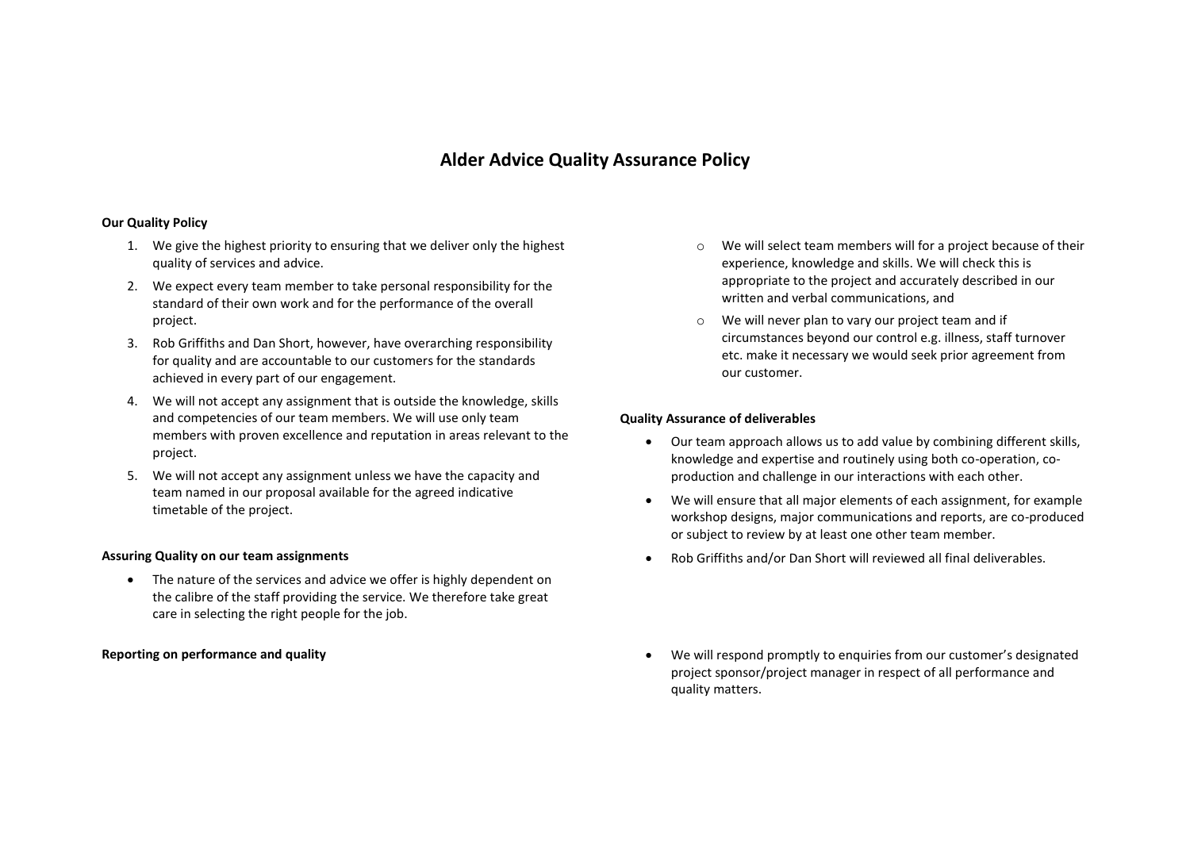# Alder Advice Quality Assurance Policy

**Our Quality Policy**

1. We give the highest priority to ensuring that we deliver only the highest quality of services and advice.
2. We expect every team member to take personal responsibility for the standard of their own work and for the performance of the overall project.
3. Rob Griffiths and Dan Short, however, have overarching responsibility for quality and are accountable to our customers for the standards achieved in every part of our engagement.
4. We will not accept any assignment that is outside the knowledge, skills and competencies of our team members. We will use only team members with proven excellence and reputation in areas relevant to the project.
5. We will not accept any assignment unless we have the capacity and team named in our proposal available for the agreed indicative timetable of the project.

**Assuring Quality on our team assignments**

- The nature of the services and advice we offer is highly dependent on the calibre of the staff providing the service. We therefore take great care in selecting the right people for the job.
    - We will select team members will for a project because of their experience, knowledge and skills. We will check this is appropriate to the project and accurately described in our written and verbal communications, and
    - We will never plan to vary our project team and if circumstances beyond our control e.g. illness, staff turnover etc. make it necessary we would seek prior agreement from our customer.

**Quality Assurance of deliverables**

- Our team approach allows us to add value by combining different skills, knowledge and expertise and routinely using both co-operation, co-production and challenge in our interactions with each other.
- We will ensure that all major elements of each assignment, for example workshop designs, major communications and reports, are co-produced or subject to review by at least one other team member.
- Rob Griffiths and/or Dan Short will reviewed all final deliverables.

**Reporting on performance and quality**

- We will respond promptly to enquiries from our customer's designated project sponsor/project manager in respect of all performance and quality matters.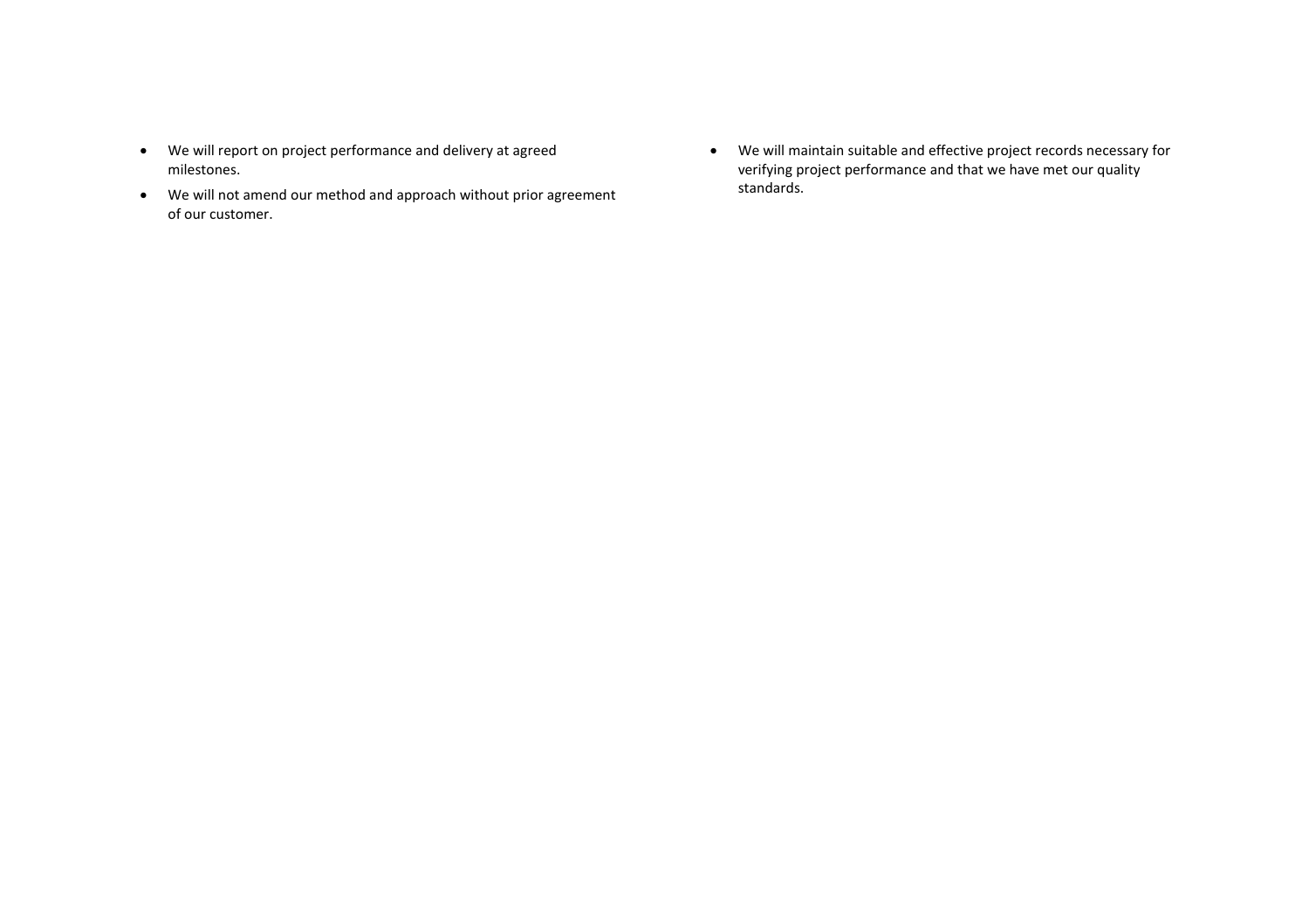- We will report on project performance and delivery at agreed milestones.
- We will not amend our method and approach without prior agreement of our customer.
- We will maintain suitable and effective project records necessary for verifying project performance and that we have met our quality standards.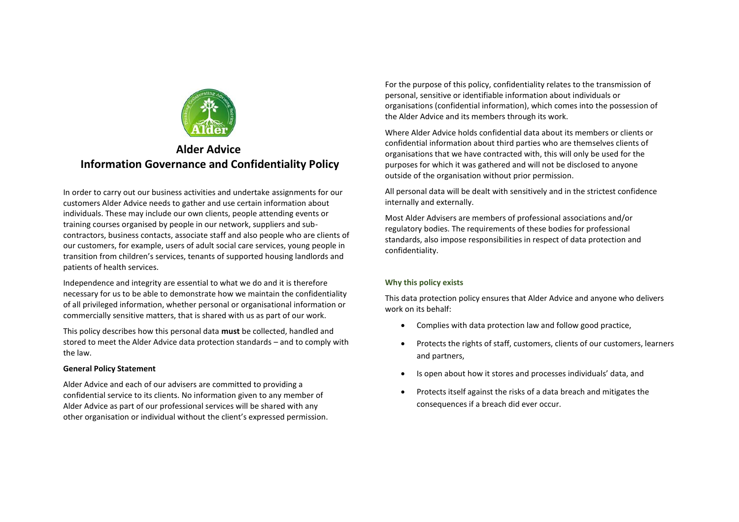# Alder Advice
# Information Governance and Confidentiality Policy

In order to carry out our business activities and undertake assignments for our customers Alder Advice needs to gather and use certain information about individuals. These may include our own clients, people attending events or training courses organised by people in our network, suppliers and sub-contractors, business contacts, associate staff and also people who are clients of our customers, for example, users of adult social care services, young people in transition from children's services, tenants of supported housing landlords and patients of health services.

Independence and integrity are essential to what we do and it is therefore necessary for us to be able to demonstrate how we maintain the confidentiality of all privileged information, whether personal or organisational information or commercially sensitive matters, that is shared with us as part of our work.

This policy describes how this personal data **must** be collected, handled and stored to meet the Alder Advice data protection standards – and to comply with the law.

**General Policy Statement**

Alder Advice and each of our advisers are committed to providing a confidential service to its clients. No information given to any member of Alder Advice as part of our professional services will be shared with any other organisation or individual without the client's expressed permission.

For the purpose of this policy, confidentiality relates to the transmission of personal, sensitive or identifiable information about individuals or organisations (confidential information), which comes into the possession of the Alder Advice and its members through its work.

Where Alder Advice holds confidential data about its members or clients or confidential information about third parties who are themselves clients of organisations that we have contracted with, this will only be used for the purposes for which it was gathered and will not be disclosed to anyone outside of the organisation without prior permission.

All personal data will be dealt with sensitively and in the strictest confidence internally and externally.

Most Alder Advisers are members of professional associations and/or regulatory bodies. The requirements of these bodies for professional standards, also impose responsibilities in respect of data protection and confidentiality.

### Why this policy exists

This data protection policy ensures that Alder Advice and anyone who delivers work on its behalf:

- Complies with data protection law and follow good practice,
- Protects the rights of staff, customers, clients of our customers, learners and partners,
- Is open about how it stores and processes individuals' data, and
- Protects itself against the risks of a data breach and mitigates the consequences if a breach did ever occur.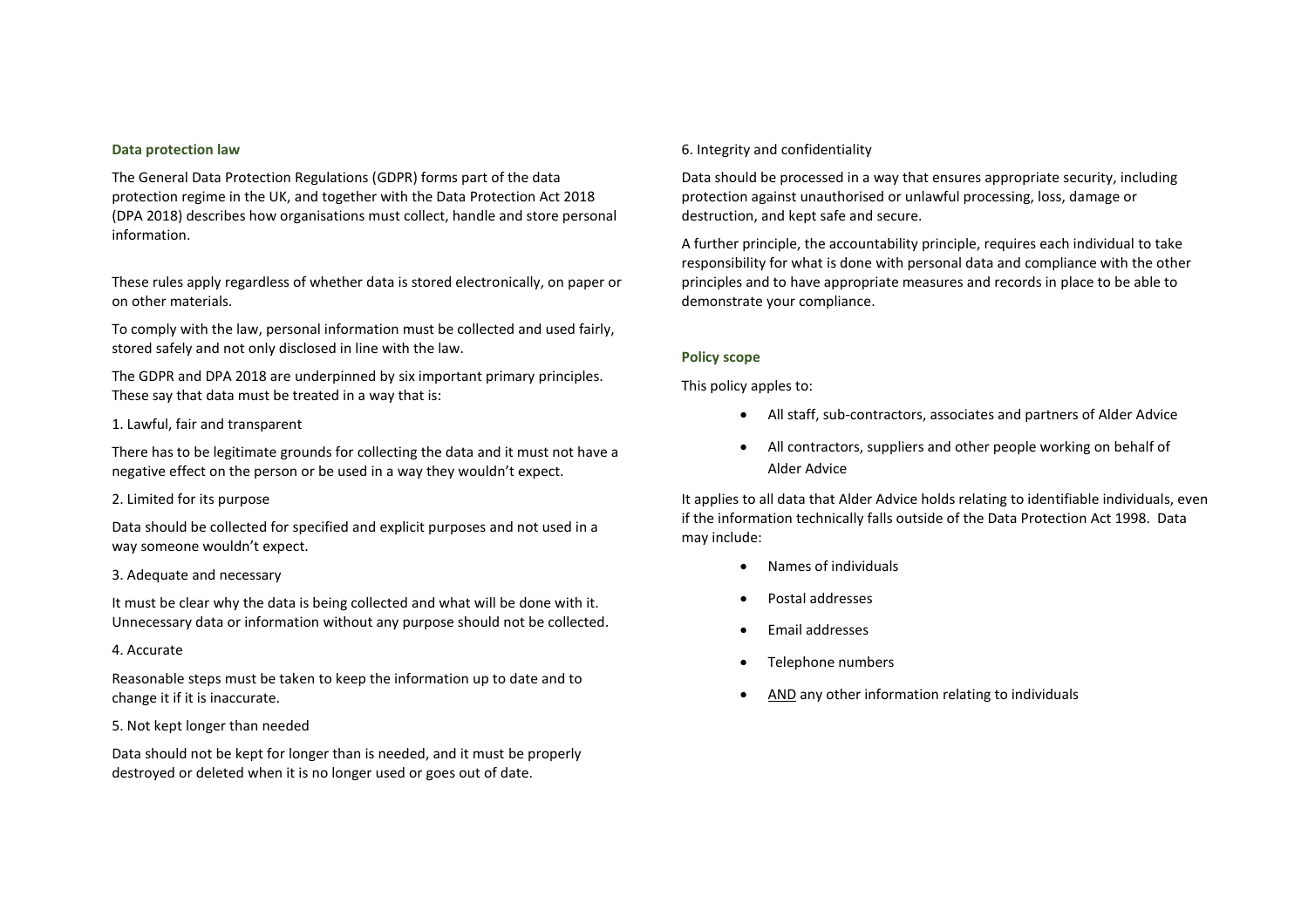### Data protection law

The General Data Protection Regulations (GDPR) forms part of the data protection regime in the UK, and together with the Data Protection Act 2018 (DPA 2018) describes how organisations must collect, handle and store personal information.

These rules apply regardless of whether data is stored electronically, on paper or on other materials.

To comply with the law, personal information must be collected and used fairly, stored safely and not only disclosed in line with the law.

The GDPR and DPA 2018 are underpinned by six important primary principles. These say that data must be treated in a way that is:

1. Lawful, fair and transparent

There has to be legitimate grounds for collecting the data and it must not have a negative effect on the person or be used in a way they wouldn't expect.

2. Limited for its purpose

Data should be collected for specified and explicit purposes and not used in a way someone wouldn't expect.

3. Adequate and necessary

It must be clear why the data is being collected and what will be done with it. Unnecessary data or information without any purpose should not be collected.

4. Accurate

Reasonable steps must be taken to keep the information up to date and to change it if it is inaccurate.

5. Not kept longer than needed

Data should not be kept for longer than is needed, and it must be properly destroyed or deleted when it is no longer used or goes out of date.

6. Integrity and confidentiality

Data should be processed in a way that ensures appropriate security, including protection against unauthorised or unlawful processing, loss, damage or destruction, and kept safe and secure.

A further principle, the accountability principle, requires each individual to take responsibility for what is done with personal data and compliance with the other principles and to have appropriate measures and records in place to be able to demonstrate your compliance.

### Policy scope

This policy apples to:

- All staff, sub-contractors, associates and partners of Alder Advice
- All contractors, suppliers and other people working on behalf of Alder Advice

It applies to all data that Alder Advice holds relating to identifiable individuals, even if the information technically falls outside of the Data Protection Act 1998. Data may include:

- Names of individuals
- Postal addresses
- Email addresses
- Telephone numbers
- AND any other information relating to individuals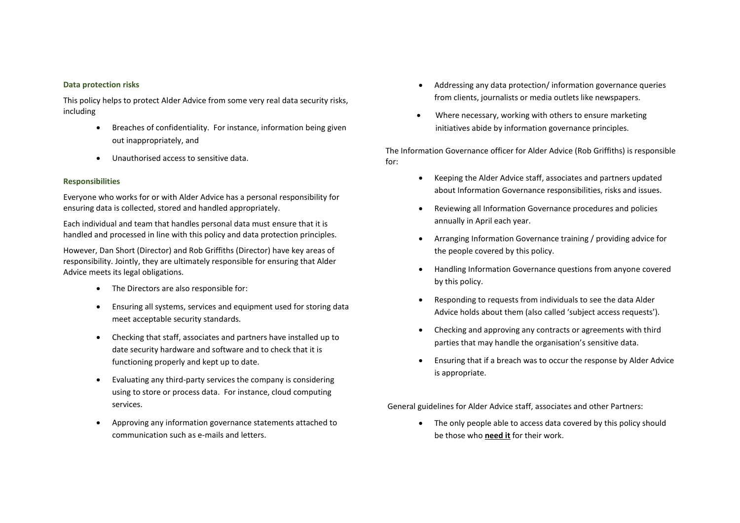### Data protection risks

This policy helps to protect Alder Advice from some very real data security risks, including

- Breaches of confidentiality. For instance, information being given out inappropriately, and
- Unauthorised access to sensitive data.

### Responsibilities

Everyone who works for or with Alder Advice has a personal responsibility for ensuring data is collected, stored and handled appropriately.

Each individual and team that handles personal data must ensure that it is handled and processed in line with this policy and data protection principles.

However, Dan Short (Director) and Rob Griffiths (Director) have key areas of responsibility. Jointly, they are ultimately responsible for ensuring that Alder Advice meets its legal obligations.

- The Directors are also responsible for:
- Ensuring all systems, services and equipment used for storing data meet acceptable security standards.
- Checking that staff, associates and partners have installed up to date security hardware and software and to check that it is functioning properly and kept up to date.
- Evaluating any third-party services the company is considering using to store or process data. For instance, cloud computing services.
- Approving any information governance statements attached to communication such as e-mails and letters.
- Addressing any data protection/ information governance queries from clients, journalists or media outlets like newspapers.
- Where necessary, working with others to ensure marketing initiatives abide by information governance principles.

The Information Governance officer for Alder Advice (Rob Griffiths) is responsible for:

- Keeping the Alder Advice staff, associates and partners updated about Information Governance responsibilities, risks and issues.
- Reviewing all Information Governance procedures and policies annually in April each year.
- Arranging Information Governance training / providing advice for the people covered by this policy.
- Handling Information Governance questions from anyone covered by this policy.
- Responding to requests from individuals to see the data Alder Advice holds about them (also called 'subject access requests').
- Checking and approving any contracts or agreements with third parties that may handle the organisation's sensitive data.
- Ensuring that if a breach was to occur the response by Alder Advice is appropriate.

General guidelines for Alder Advice staff, associates and other Partners:

- The only people able to access data covered by this policy should be those who **<u>need it</u>** for their work.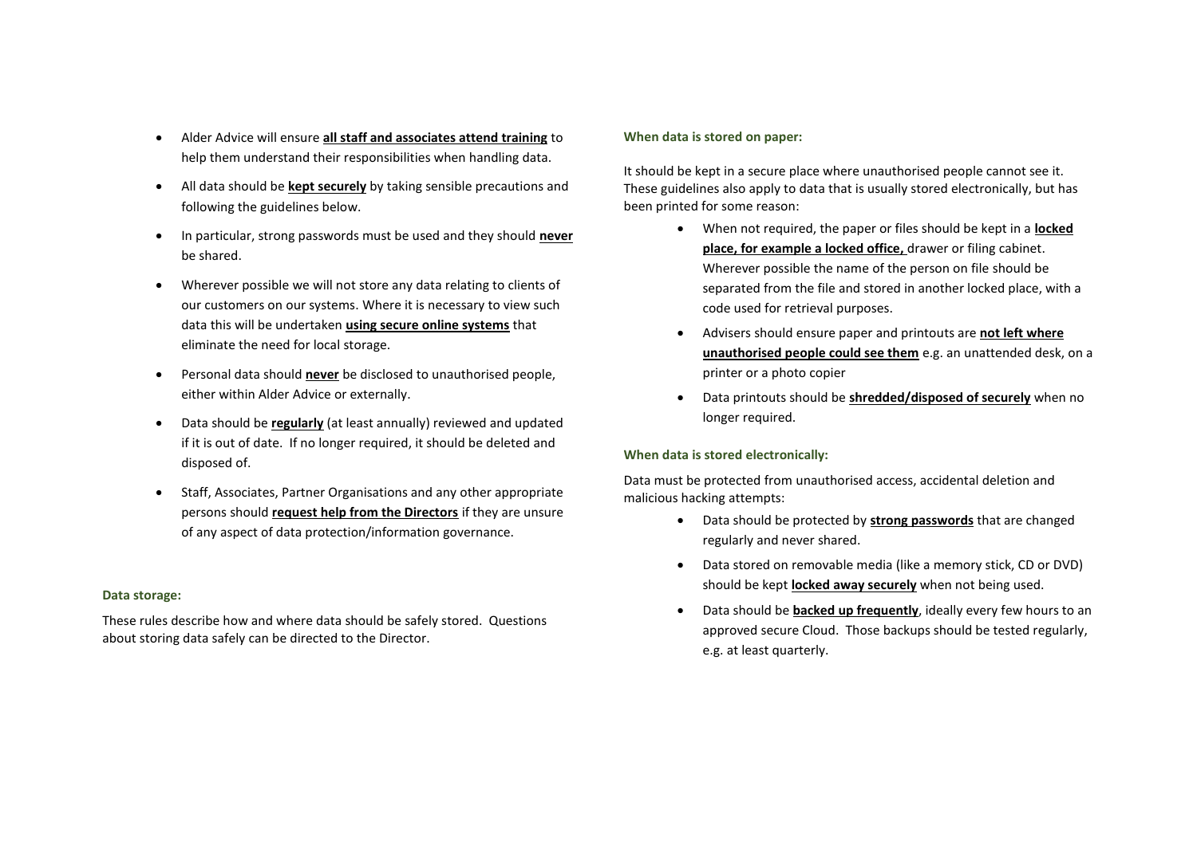- Alder Advice will ensure **all staff and associates attend training** to help them understand their responsibilities when handling data.
- All data should be **kept securely** by taking sensible precautions and following the guidelines below.
- In particular, strong passwords must be used and they should **never** be shared.
- Wherever possible we will not store any data relating to clients of our customers on our systems. Where it is necessary to view such data this will be undertaken **using secure online systems** that eliminate the need for local storage.
- Personal data should **never** be disclosed to unauthorised people, either within Alder Advice or externally.
- Data should be **regularly** (at least annually) reviewed and updated if it is out of date. If no longer required, it should be deleted and disposed of.
- Staff, Associates, Partner Organisations and any other appropriate persons should **request help from the Directors** if they are unsure of any aspect of data protection/information governance.

### Data storage:

These rules describe how and where data should be safely stored. Questions about storing data safely can be directed to the Director.

### When data is stored on paper:

It should be kept in a secure place where unauthorised people cannot see it. These guidelines also apply to data that is usually stored electronically, but has been printed for some reason:

- When not required, the paper or files should be kept in a **locked place, for example a locked office,** drawer or filing cabinet. Wherever possible the name of the person on file should be separated from the file and stored in another locked place, with a code used for retrieval purposes.
- Advisers should ensure paper and printouts are **not left where unauthorised people could see them** e.g. an unattended desk, on a printer or a photo copier
- Data printouts should be **shredded/disposed of securely** when no longer required.

### When data is stored electronically:

Data must be protected from unauthorised access, accidental deletion and malicious hacking attempts:

- Data should be protected by **strong passwords** that are changed regularly and never shared.
- Data stored on removable media (like a memory stick, CD or DVD) should be kept **locked away securely** when not being used.
- Data should be **backed up frequently**, ideally every few hours to an approved secure Cloud. Those backups should be tested regularly, e.g. at least quarterly.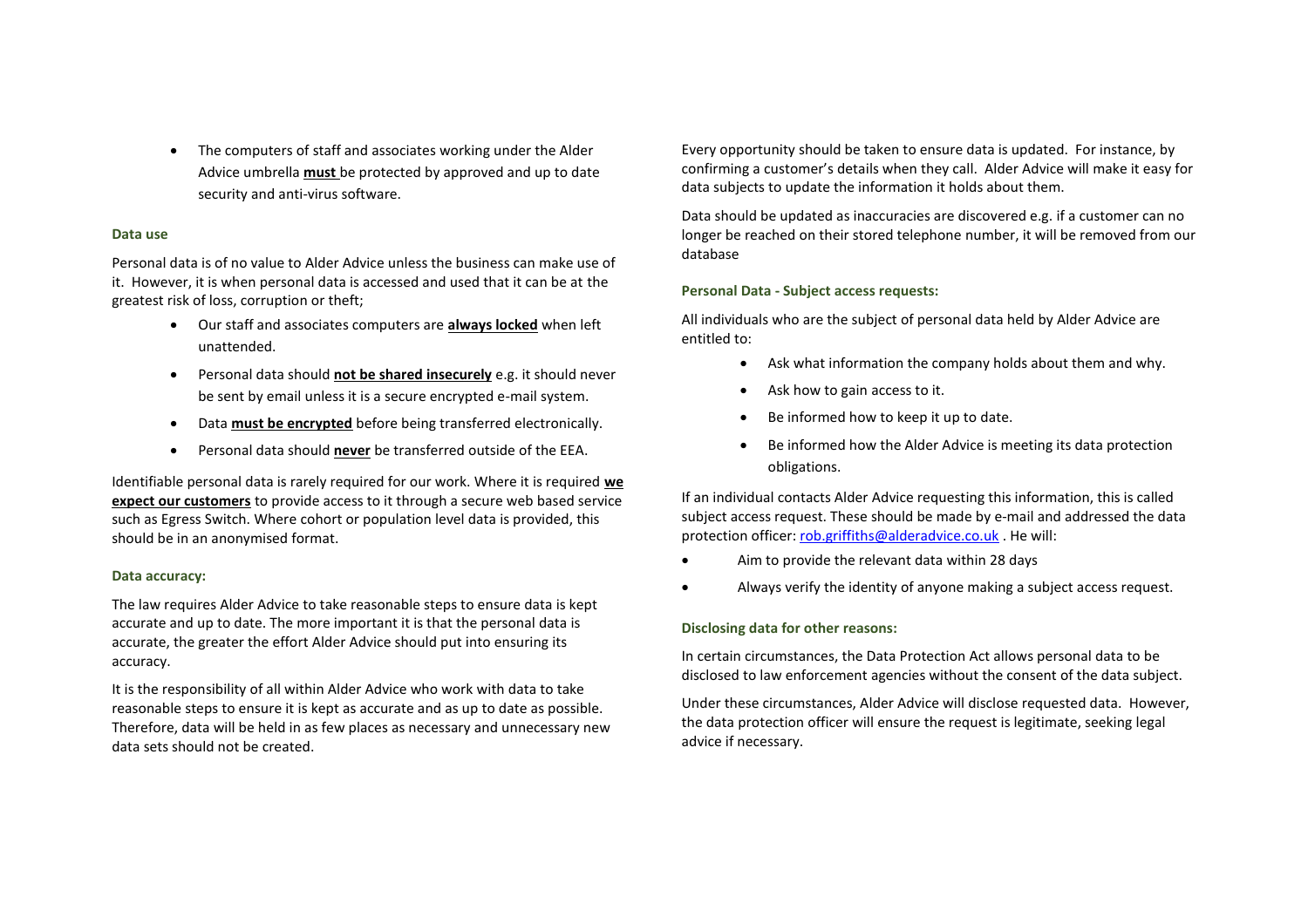- The computers of staff and associates working under the Alder Advice umbrella **<u>must</u>** be protected by approved and up to date security and anti-virus software.

### Data use

Personal data is of no value to Alder Advice unless the business can make use of it. However, it is when personal data is accessed and used that it can be at the greatest risk of loss, corruption or theft;

- Our staff and associates computers are **<u>always locked</u>** when left unattended.
- Personal data should **<u>not be shared insecurely</u>** e.g. it should never be sent by email unless it is a secure encrypted e-mail system.
- Data **<u>must be encrypted</u>** before being transferred electronically.
- Personal data should **<u>never</u>** be transferred outside of the EEA.

Identifiable personal data is rarely required for our work. Where it is required **<u>we expect our customers</u>** to provide access to it through a secure web based service such as Egress Switch. Where cohort or population level data is provided, this should be in an anonymised format.

### Data accuracy:

The law requires Alder Advice to take reasonable steps to ensure data is kept accurate and up to date. The more important it is that the personal data is accurate, the greater the effort Alder Advice should put into ensuring its accuracy.

It is the responsibility of all within Alder Advice who work with data to take reasonable steps to ensure it is kept as accurate and as up to date as possible. Therefore, data will be held in as few places as necessary and unnecessary new data sets should not be created.

Every opportunity should be taken to ensure data is updated. For instance, by confirming a customer's details when they call. Alder Advice will make it easy for data subjects to update the information it holds about them.

Data should be updated as inaccuracies are discovered e.g. if a customer can no longer be reached on their stored telephone number, it will be removed from our database

### Personal Data - Subject access requests:

All individuals who are the subject of personal data held by Alder Advice are entitled to:

- Ask what information the company holds about them and why.
- Ask how to gain access to it.
- Be informed how to keep it up to date.
- Be informed how the Alder Advice is meeting its data protection obligations.

If an individual contacts Alder Advice requesting this information, this is called subject access request. These should be made by e-mail and addressed the data protection officer: rob.griffiths@alderadvice.co.uk . He will:

- Aim to provide the relevant data within 28 days
- Always verify the identity of anyone making a subject access request.

### Disclosing data for other reasons:

In certain circumstances, the Data Protection Act allows personal data to be disclosed to law enforcement agencies without the consent of the data subject.

Under these circumstances, Alder Advice will disclose requested data. However, the data protection officer will ensure the request is legitimate, seeking legal advice if necessary.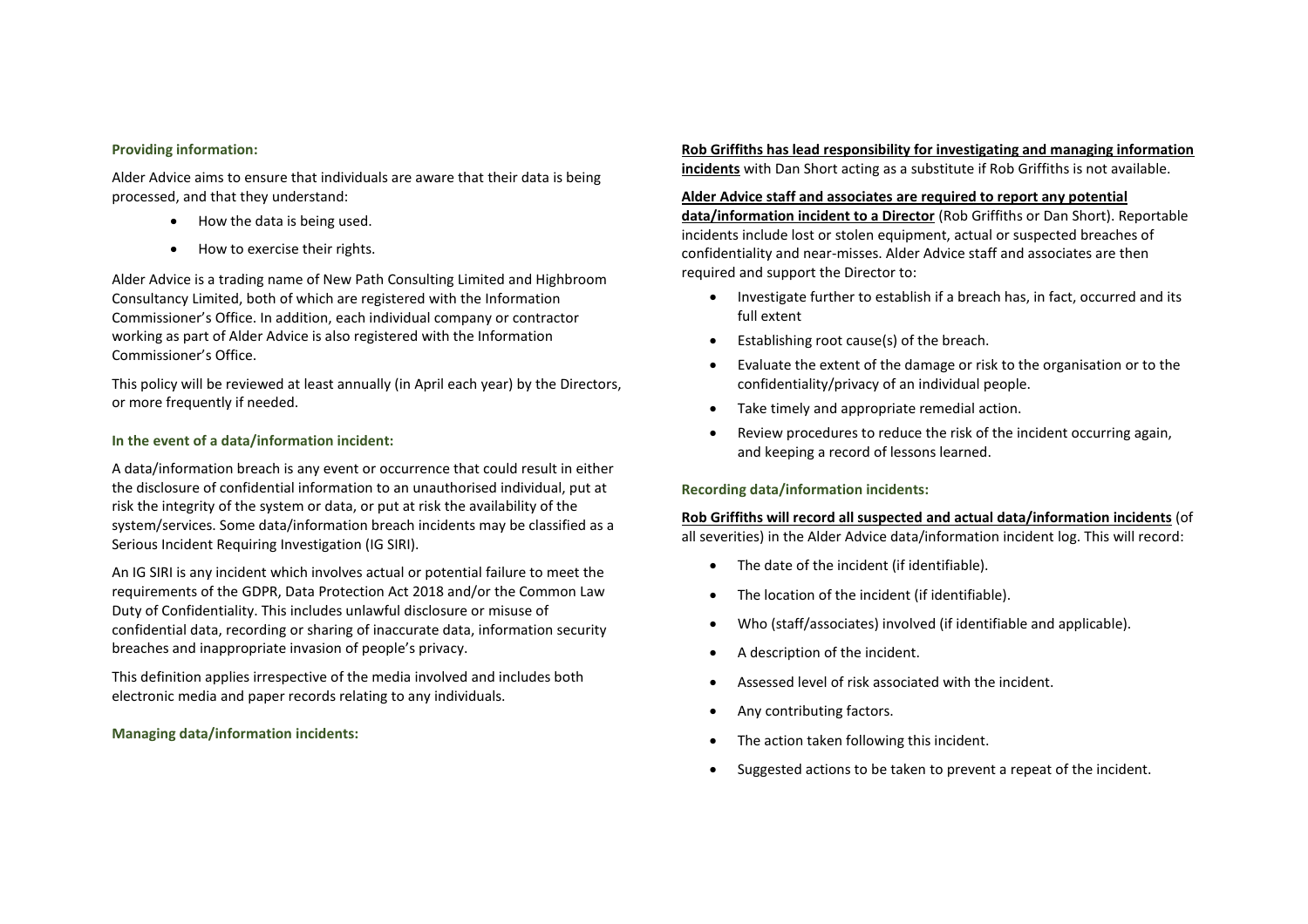### Providing information:

Alder Advice aims to ensure that individuals are aware that their data is being processed, and that they understand:

- How the data is being used.
- How to exercise their rights.

Alder Advice is a trading name of New Path Consulting Limited and Highbroom Consultancy Limited, both of which are registered with the Information Commissioner's Office. In addition, each individual company or contractor working as part of Alder Advice is also registered with the Information Commissioner's Office.

This policy will be reviewed at least annually (in April each year) by the Directors, or more frequently if needed.

### In the event of a data/information incident:

A data/information breach is any event or occurrence that could result in either the disclosure of confidential information to an unauthorised individual, put at risk the integrity of the system or data, or put at risk the availability of the system/services. Some data/information breach incidents may be classified as a Serious Incident Requiring Investigation (IG SIRI).

An IG SIRI is any incident which involves actual or potential failure to meet the requirements of the GDPR, Data Protection Act 2018 and/or the Common Law Duty of Confidentiality. This includes unlawful disclosure or misuse of confidential data, recording or sharing of inaccurate data, information security breaches and inappropriate invasion of people's privacy.

This definition applies irrespective of the media involved and includes both electronic media and paper records relating to any individuals.

### Managing data/information incidents:

**Rob Griffiths has lead responsibility for investigating and managing information incidents** with Dan Short acting as a substitute if Rob Griffiths is not available.

**Alder Advice staff and associates are required to report any potential data/information incident to a Director** (Rob Griffiths or Dan Short). Reportable incidents include lost or stolen equipment, actual or suspected breaches of confidentiality and near-misses. Alder Advice staff and associates are then required and support the Director to:

- Investigate further to establish if a breach has, in fact, occurred and its full extent
- Establishing root cause(s) of the breach.
- Evaluate the extent of the damage or risk to the organisation or to the confidentiality/privacy of an individual people.
- Take timely and appropriate remedial action.
- Review procedures to reduce the risk of the incident occurring again, and keeping a record of lessons learned.

### Recording data/information incidents:

**Rob Griffiths will record all suspected and actual data/information incidents** (of all severities) in the Alder Advice data/information incident log. This will record:

- The date of the incident (if identifiable).
- The location of the incident (if identifiable).
- Who (staff/associates) involved (if identifiable and applicable).
- A description of the incident.
- Assessed level of risk associated with the incident.
- Any contributing factors.
- The action taken following this incident.
- Suggested actions to be taken to prevent a repeat of the incident.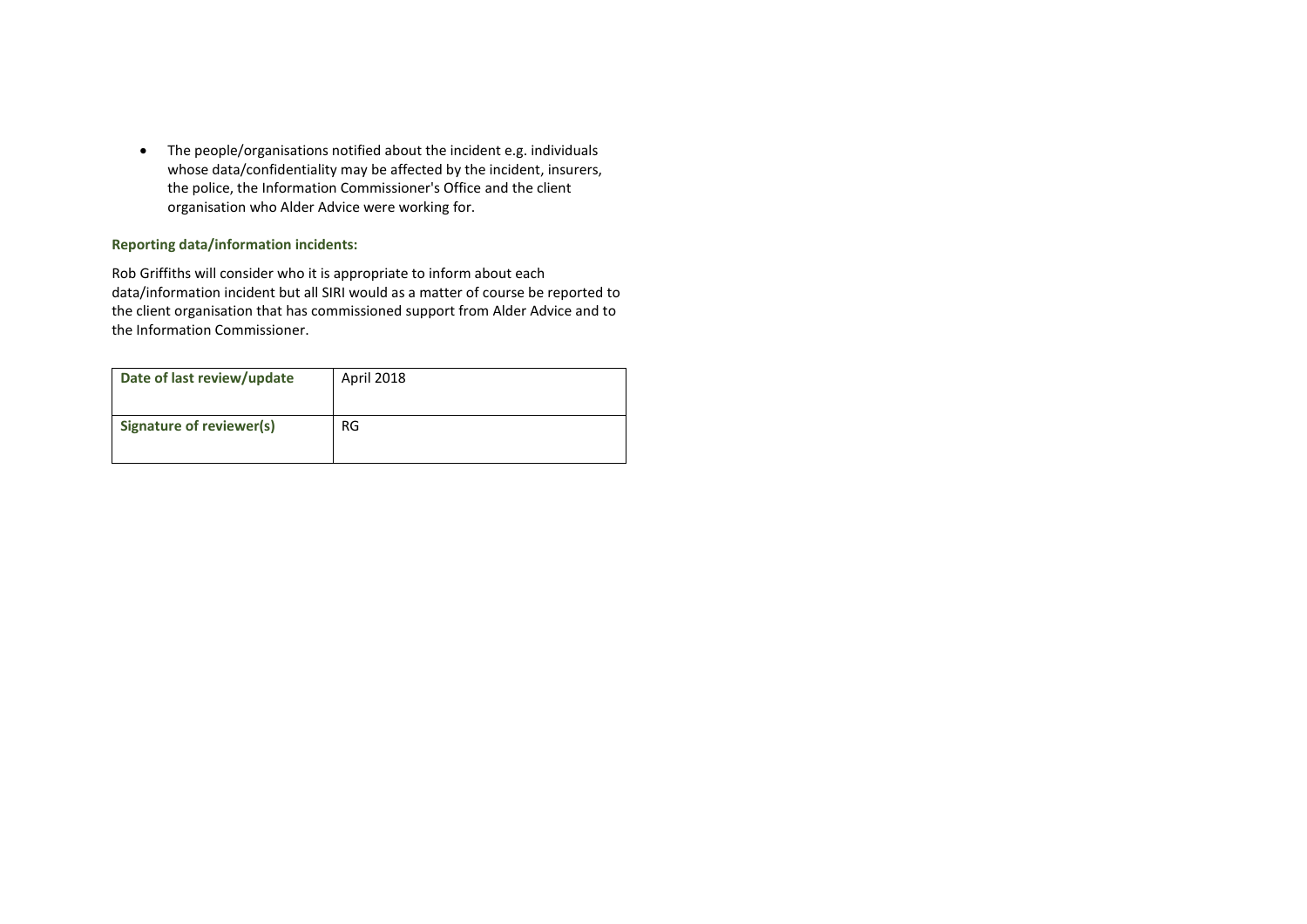- The people/organisations notified about the incident e.g. individuals whose data/confidentiality may be affected by the incident, insurers, the police, the Information Commissioner's Office and the client organisation who Alder Advice were working for.

**Reporting data/information incidents:**

Rob Griffiths will consider who it is appropriate to inform about each data/information incident but all SIRI would as a matter of course be reported to the client organisation that has commissioned support from Alder Advice and to the Information Commissioner.

| **Date of last review/update** | April 2018 |
|---|---|
| **Signature of reviewer(s)** | RG |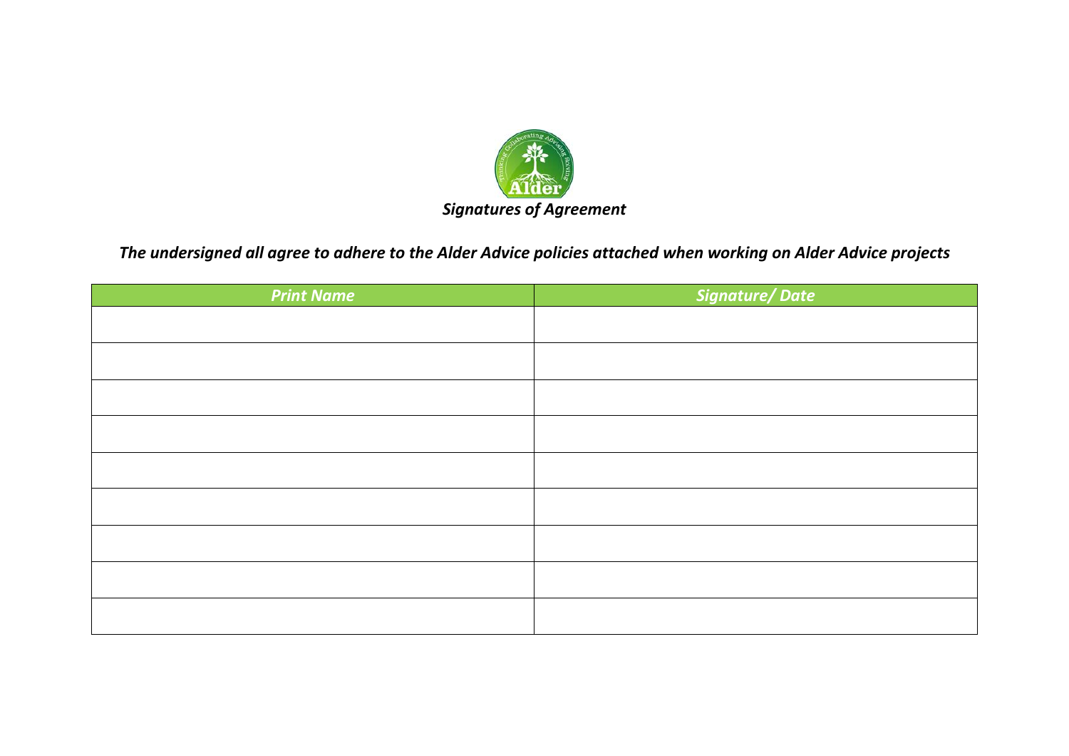***Signatures of Agreement***

***The undersigned all agree to adhere to the Alder Advice policies attached when working on Alder Advice projects***

| *Print Name* | *Signature/ Date* |
| --- | --- |
| | |
| | |
| | |
| | |
| | |
| | |
| | |
| | |
| | |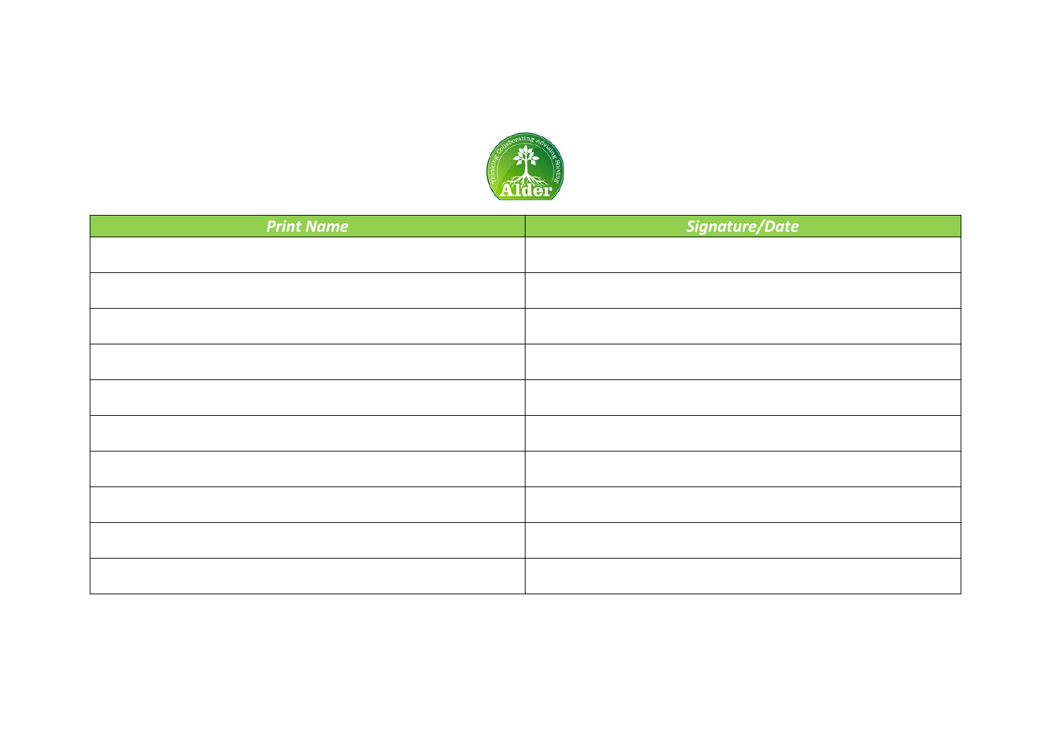| *Print Name* | *Signature/Date* |
|---|---|
| | |
| | |
| | |
| | |
| | |
| | |
| | |
| | |
| | |
| | |